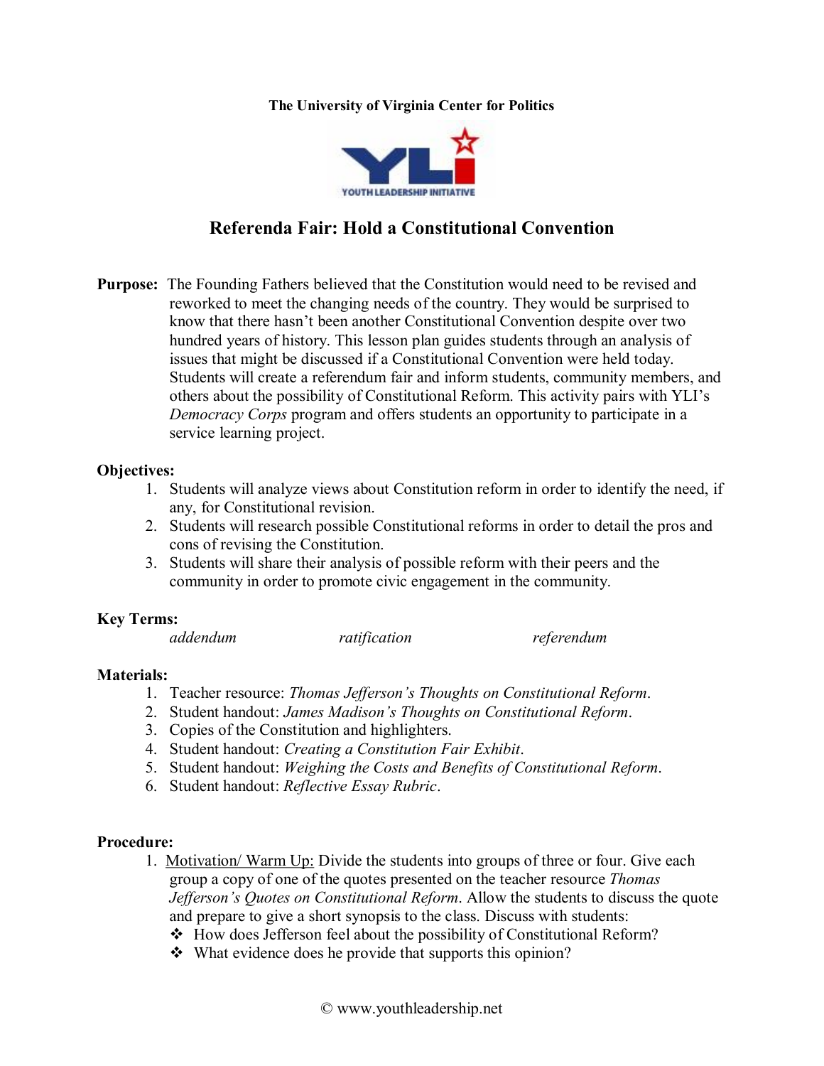**The University of Virginia Center for Politics**

YOUTH LEADERSHIP INITIATIVE

# Referenda Fair: Hold a Constitutional Convention

**Purpose:** The Founding Fathers believed that the Constitution would need to be revised and reworked to meet the changing needs of the country. They would be surprised to know that there hasn't been another Constitutional Convention despite over two hundred years of history. This lesson plan guides students through an analysis of issues that might be discussed if a Constitutional Convention were held today. Students will create a referendum fair and inform students, community members, and others about the possibility of Constitutional Reform. This activity pairs with YLI's *Democracy Corps* program and offers students an opportunity to participate in a service learning project.

**Objectives:**

1. Students will analyze views about Constitution reform in order to identify the need, if any, for Constitutional revision.
2. Students will research possible Constitutional reforms in order to detail the pros and cons of revising the Constitution.
3. Students will share their analysis of possible reform with their peers and the community in order to promote civic engagement in the community.

**Key Terms:**

*addendum* *ratification* *referendum*

**Materials:**

1. Teacher resource: *Thomas Jefferson's Thoughts on Constitutional Reform*.
2. Student handout: *James Madison's Thoughts on Constitutional Reform*.
3. Copies of the Constitution and highlighters.
4. Student handout: *Creating a Constitution Fair Exhibit*.
5. Student handout: *Weighing the Costs and Benefits of Constitutional Reform*.
6. Student handout: *Reflective Essay Rubric*.

**Procedure:**

1. Motivation/ Warm Up: Divide the students into groups of three or four. Give each group a copy of one of the quotes presented on the teacher resource *Thomas Jefferson's Quotes on Constitutional Reform*. Allow the students to discuss the quote and prepare to give a short synopsis to the class. Discuss with students:
   - How does Jefferson feel about the possibility of Constitutional Reform?
   - What evidence does he provide that supports this opinion?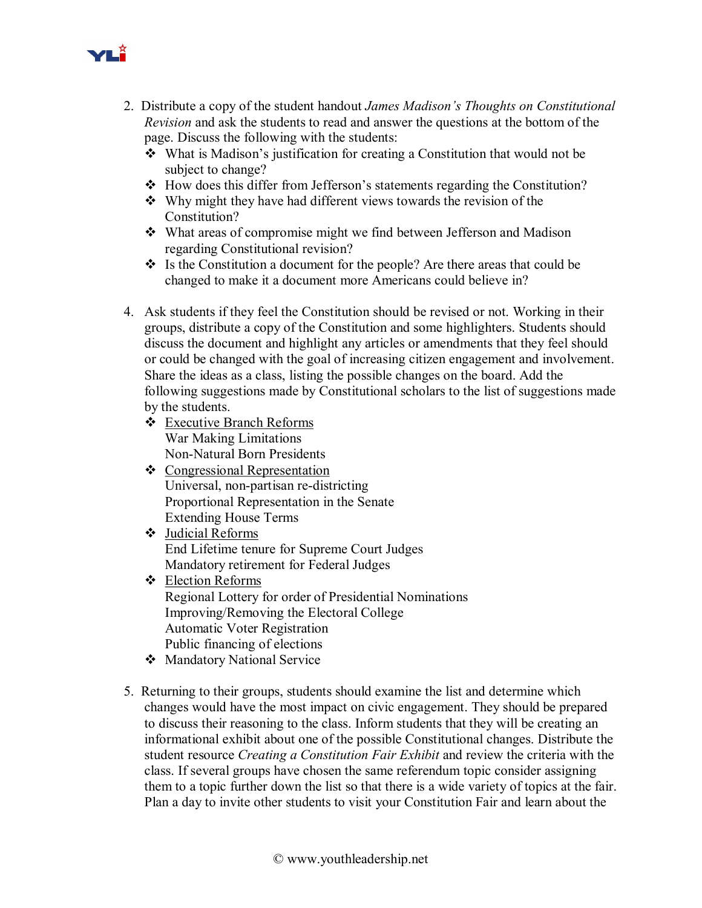2. Distribute a copy of the student handout *James Madison's Thoughts on Constitutional Revision* and ask the students to read and answer the questions at the bottom of the page. Discuss the following with the students:
   - What is Madison's justification for creating a Constitution that would not be subject to change?
   - How does this differ from Jefferson's statements regarding the Constitution?
   - Why might they have had different views towards the revision of the Constitution?
   - What areas of compromise might we find between Jefferson and Madison regarding Constitutional revision?
   - Is the Constitution a document for the people? Are there areas that could be changed to make it a document more Americans could believe in?

4. Ask students if they feel the Constitution should be revised or not. Working in their groups, distribute a copy of the Constitution and some highlighters. Students should discuss the document and highlight any articles or amendments that they feel should or could be changed with the goal of increasing citizen engagement and involvement. Share the ideas as a class, listing the possible changes on the board. Add the following suggestions made by Constitutional scholars to the list of suggestions made by the students.
   - <u>Executive Branch Reforms</u>
     War Making Limitations
     Non-Natural Born Presidents
   - <u>Congressional Representation</u>
     Universal, non-partisan re-districting
     Proportional Representation in the Senate
     Extending House Terms
   - <u>Judicial Reforms</u>
     End Lifetime tenure for Supreme Court Judges
     Mandatory retirement for Federal Judges
   - <u>Election Reforms</u>
     Regional Lottery for order of Presidential Nominations
     Improving/Removing the Electoral College
     Automatic Voter Registration
     Public financing of elections
   - Mandatory National Service

5. Returning to their groups, students should examine the list and determine which changes would have the most impact on civic engagement. They should be prepared to discuss their reasoning to the class. Inform students that they will be creating an informational exhibit about one of the possible Constitutional changes. Distribute the student resource *Creating a Constitution Fair Exhibit* and review the criteria with the class. If several groups have chosen the same referendum topic consider assigning them to a topic further down the list so that there is a wide variety of topics at the fair. Plan a day to invite other students to visit your Constitution Fair and learn about the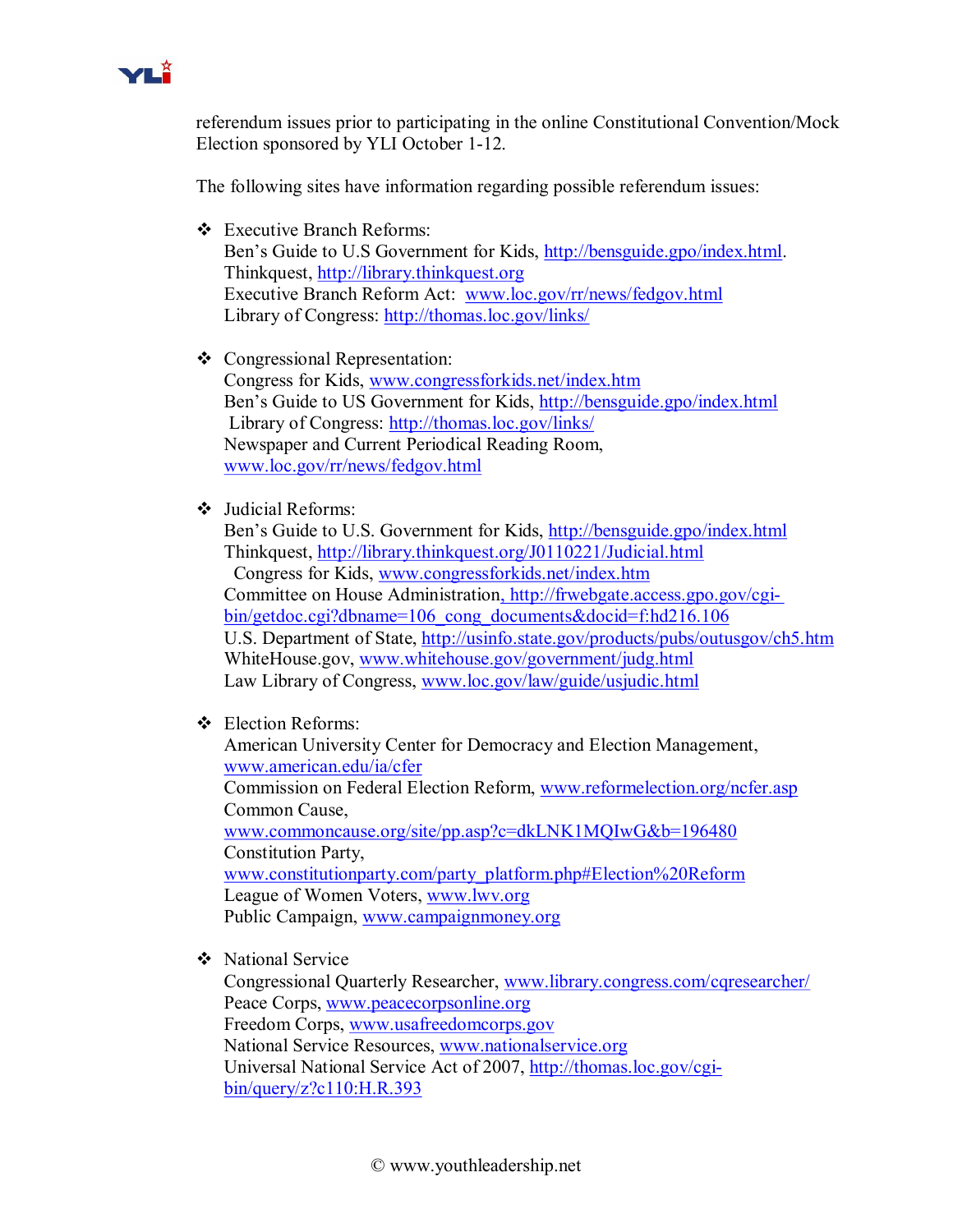referendum issues prior to participating in the online Constitutional Convention/Mock Election sponsored by YLI October 1-12.

The following sites have information regarding possible referendum issues:

- Executive Branch Reforms:
  Ben's Guide to U.S Government for Kids, http://bensguide.gpo/index.html.
  Thinkquest, http://library.thinkquest.org
  Executive Branch Reform Act: www.loc.gov/rr/news/fedgov.html
  Library of Congress: http://thomas.loc.gov/links/

- Congressional Representation:
  Congress for Kids, www.congressforkids.net/index.htm
  Ben's Guide to US Government for Kids, http://bensguide.gpo/index.html
  Library of Congress: http://thomas.loc.gov/links/
  Newspaper and Current Periodical Reading Room, www.loc.gov/rr/news/fedgov.html

- Judicial Reforms:
  Ben's Guide to U.S. Government for Kids, http://bensguide.gpo/index.html
  Thinkquest, http://library.thinkquest.org/J0110221/Judicial.html
  Congress for Kids, www.congressforkids.net/index.htm
  Committee on House Administration, http://frwebgate.access.gpo.gov/cgi-bin/getdoc.cgi?dbname=106_cong_documents&docid=f:hd216.106
  U.S. Department of State, http://usinfo.state.gov/products/pubs/outusgov/ch5.htm
  WhiteHouse.gov, www.whitehouse.gov/government/judg.html
  Law Library of Congress, www.loc.gov/law/guide/usjudic.html

- Election Reforms:
  American University Center for Democracy and Election Management, www.american.edu/ia/cfer
  Commission on Federal Election Reform, www.reformelection.org/ncfer.asp
  Common Cause, www.commoncause.org/site/pp.asp?c=dkLNK1MQIwG&b=196480
  Constitution Party, www.constitutionparty.com/party_platform.php#Election%20Reform
  League of Women Voters, www.lwv.org
  Public Campaign, www.campaignmoney.org

- National Service
  Congressional Quarterly Researcher, www.library.congress.com/cqresearcher/
  Peace Corps, www.peacecorpsonline.org
  Freedom Corps, www.usafreedomcorps.gov
  National Service Resources, www.nationalservice.org
  Universal National Service Act of 2007, http://thomas.loc.gov/cgi-bin/query/z?c110:H.R.393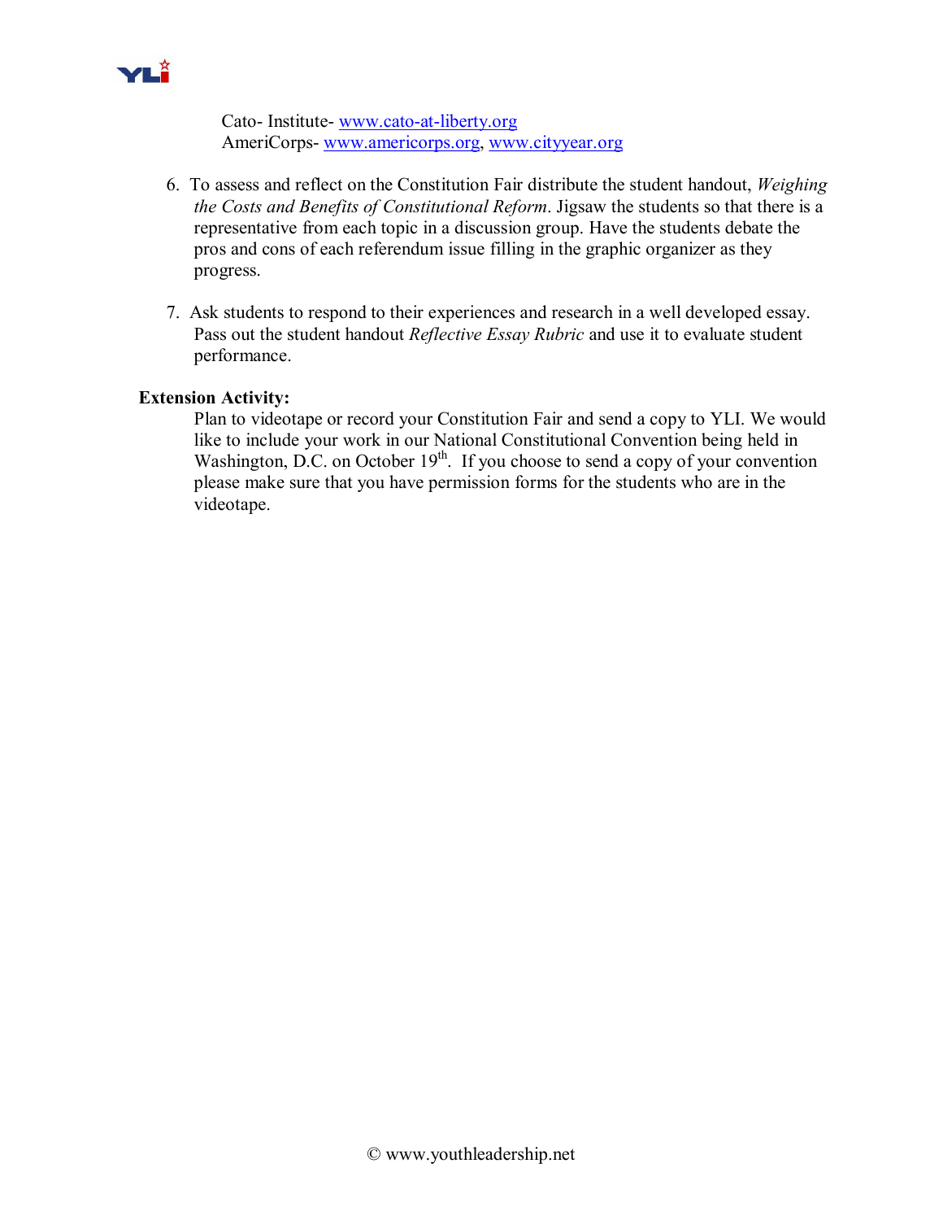Cato- Institute- www.cato-at-liberty.org
AmeriCorps- www.americorps.org, www.cityyear.org

6. To assess and reflect on the Constitution Fair distribute the student handout, *Weighing the Costs and Benefits of Constitutional Reform*. Jigsaw the students so that there is a representative from each topic in a discussion group. Have the students debate the pros and cons of each referendum issue filling in the graphic organizer as they progress.

7. Ask students to respond to their experiences and research in a well developed essay. Pass out the student handout *Reflective Essay Rubric* and use it to evaluate student performance.

**Extension Activity:**

Plan to videotape or record your Constitution Fair and send a copy to YLI. We would like to include your work in our National Constitutional Convention being held in Washington, D.C. on October 19th. If you choose to send a copy of your convention please make sure that you have permission forms for the students who are in the videotape.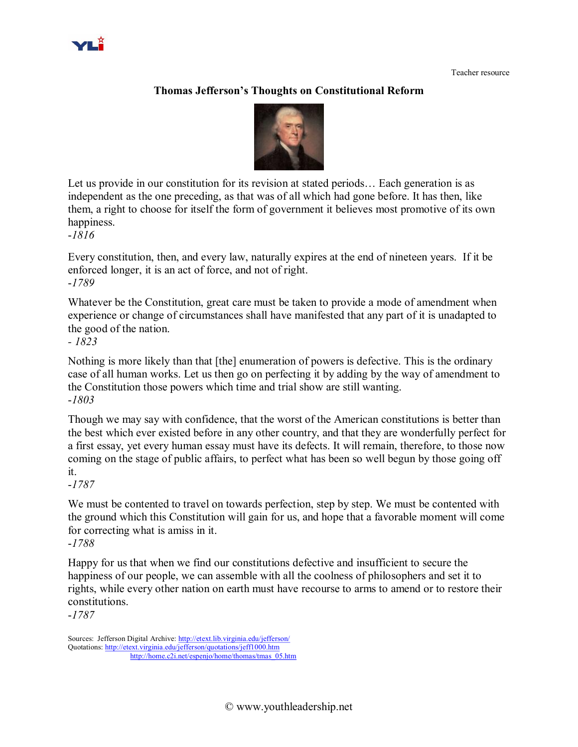Teacher resource

## Thomas Jefferson's Thoughts on Constitutional Reform

Let us provide in our constitution for its revision at stated periods… Each generation is as independent as the one preceding, as that was of all which had gone before. It has then, like them, a right to choose for itself the form of government it believes most promotive of its own happiness.
*-1816*

Every constitution, then, and every law, naturally expires at the end of nineteen years. If it be enforced longer, it is an act of force, and not of right.
*-1789*

Whatever be the Constitution, great care must be taken to provide a mode of amendment when experience or change of circumstances shall have manifested that any part of it is unadapted to the good of the nation.
*- 1823*

Nothing is more likely than that [the] enumeration of powers is defective. This is the ordinary case of all human works. Let us then go on perfecting it by adding by the way of amendment to the Constitution those powers which time and trial show are still wanting.
*-1803*

Though we may say with confidence, that the worst of the American constitutions is better than the best which ever existed before in any other country, and that they are wonderfully perfect for a first essay, yet every human essay must have its defects. It will remain, therefore, to those now coming on the stage of public affairs, to perfect what has been so well begun by those going off it.
*-1787*

We must be contented to travel on towards perfection, step by step. We must be contented with the ground which this Constitution will gain for us, and hope that a favorable moment will come for correcting what is amiss in it.
*-1788*

Happy for us that when we find our constitutions defective and insufficient to secure the happiness of our people, we can assemble with all the coolness of philosophers and set it to rights, while every other nation on earth must have recourse to arms to amend or to restore their constitutions.
*-1787*

Sources: Jefferson Digital Archive: http://etext.lib.virginia.edu/jefferson/
Quotations: http://etext.virginia.edu/jefferson/quotations/jeff1000.htm
http://home.c2i.net/espenjo/home/thomas/tmas_05.htm

© www.youthleadership.net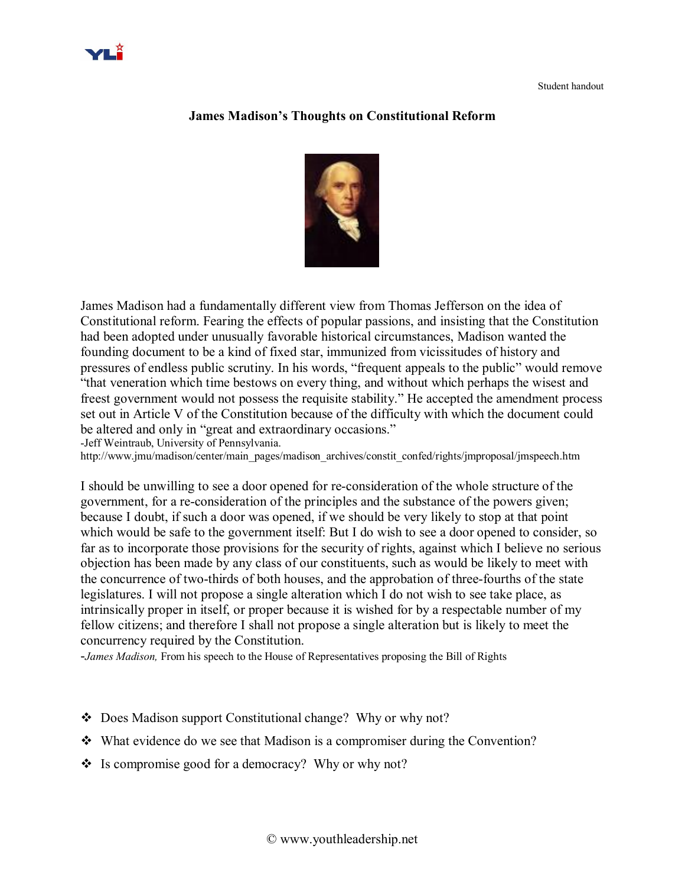Student handout

# James Madison's Thoughts on Constitutional Reform

James Madison had a fundamentally different view from Thomas Jefferson on the idea of Constitutional reform. Fearing the effects of popular passions, and insisting that the Constitution had been adopted under unusually favorable historical circumstances, Madison wanted the founding document to be a kind of fixed star, immunized from vicissitudes of history and pressures of endless public scrutiny. In his words, "frequent appeals to the public" would remove "that veneration which time bestows on every thing, and without which perhaps the wisest and freest government would not possess the requisite stability." He accepted the amendment process set out in Article V of the Constitution because of the difficulty with which the document could be altered and only in "great and extraordinary occasions."

-Jeff Weintraub, University of Pennsylvania.
http://www.jmu/madison/center/main_pages/madison_archives/constit_confed/rights/jmproposal/jmspeech.htm

I should be unwilling to see a door opened for re-consideration of the whole structure of the government, for a re-consideration of the principles and the substance of the powers given; because I doubt, if such a door was opened, if we should be very likely to stop at that point which would be safe to the government itself: But I do wish to see a door opened to consider, so far as to incorporate those provisions for the security of rights, against which I believe no serious objection has been made by any class of our constituents, such as would be likely to meet with the concurrence of two-thirds of both houses, and the approbation of three-fourths of the state legislatures. I will not propose a single alteration which I do not wish to see take place, as intrinsically proper in itself, or proper because it is wished for by a respectable number of my fellow citizens; and therefore I shall not propose a single alteration but is likely to meet the concurrency required by the Constitution.

-*James Madison,* From his speech to the House of Representatives proposing the Bill of Rights

- Does Madison support Constitutional change? Why or why not?
- What evidence do we see that Madison is a compromiser during the Convention?
- Is compromise good for a democracy? Why or why not?

© www.youthleadership.net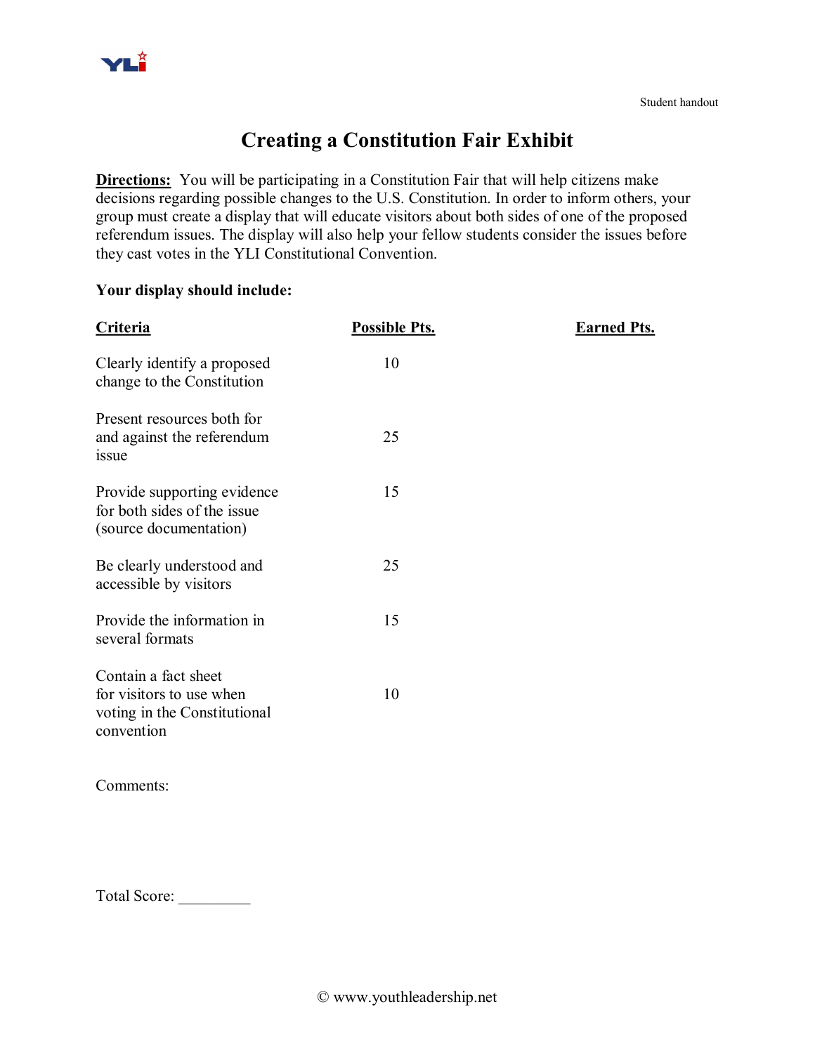Student handout

# Creating a Constitution Fair Exhibit

**Directions:** You will be participating in a Constitution Fair that will help citizens make decisions regarding possible changes to the U.S. Constitution. In order to inform others, your group must create a display that will educate visitors about both sides of one of the proposed referendum issues. The display will also help your fellow students consider the issues before they cast votes in the YLI Constitutional Convention.

**Your display should include:**

| Criteria | Possible Pts. | Earned Pts. |
|---|---|---|
| Clearly identify a proposed change to the Constitution | 10 | |
| Present resources both for and against the referendum issue | 25 | |
| Provide supporting evidence for both sides of the issue (source documentation) | 15 | |
| Be clearly understood and accessible by visitors | 25 | |
| Provide the information in several formats | 15 | |
| Contain a fact sheet for visitors to use when voting in the Constitutional convention | 10 | |

Comments:

Total Score: _________

© www.youthleadership.net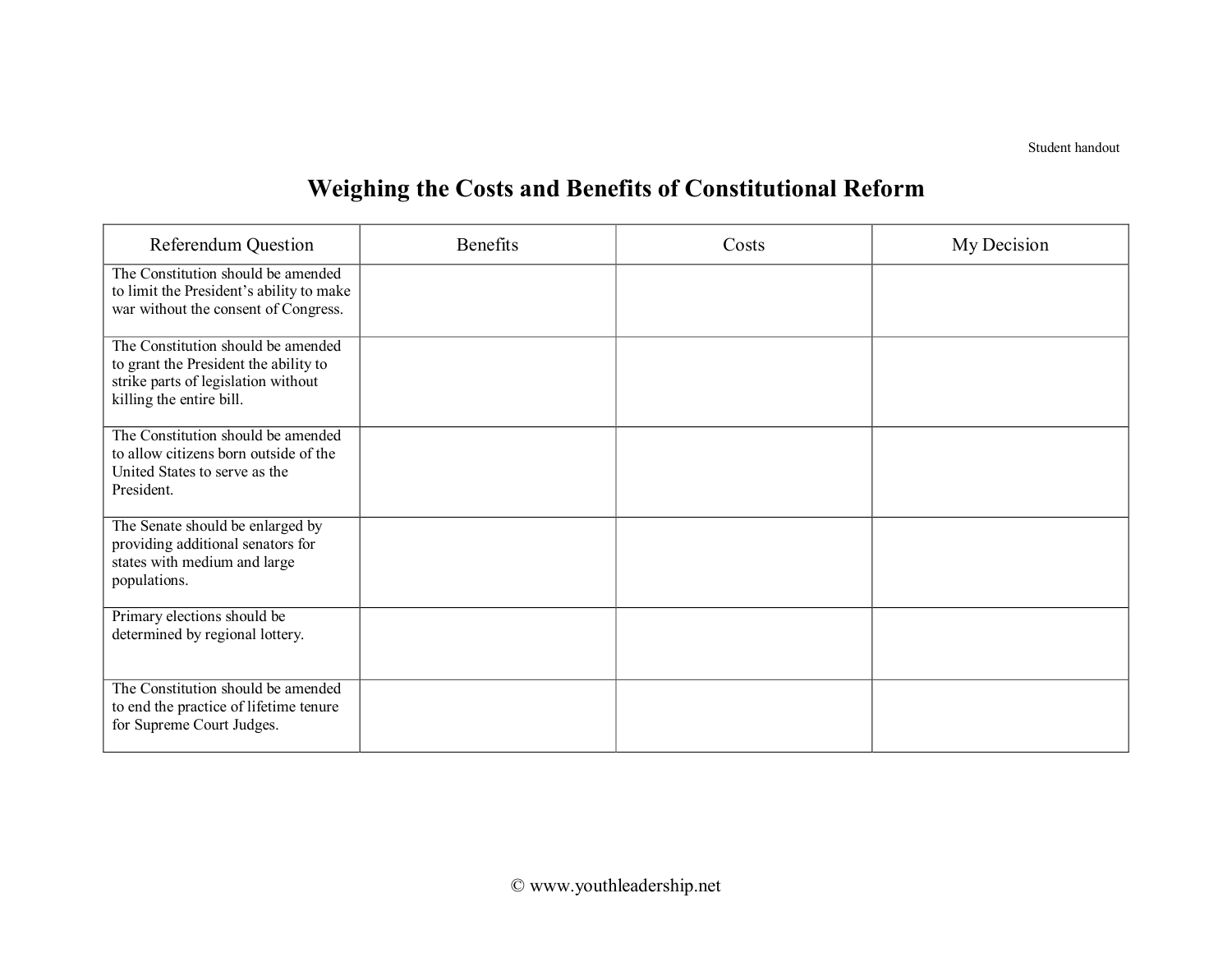Student handout

# Weighing the Costs and Benefits of Constitutional Reform

| Referendum Question | Benefits | Costs | My Decision |
|---|---|---|---|
| The Constitution should be amended to limit the President's ability to make war without the consent of Congress. | | | |
| The Constitution should be amended to grant the President the ability to strike parts of legislation without killing the entire bill. | | | |
| The Constitution should be amended to allow citizens born outside of the United States to serve as the President. | | | |
| The Senate should be enlarged by providing additional senators for states with medium and large populations. | | | |
| Primary elections should be determined by regional lottery. | | | |
| The Constitution should be amended to end the practice of lifetime tenure for Supreme Court Judges. | | | |

© www.youthleadership.net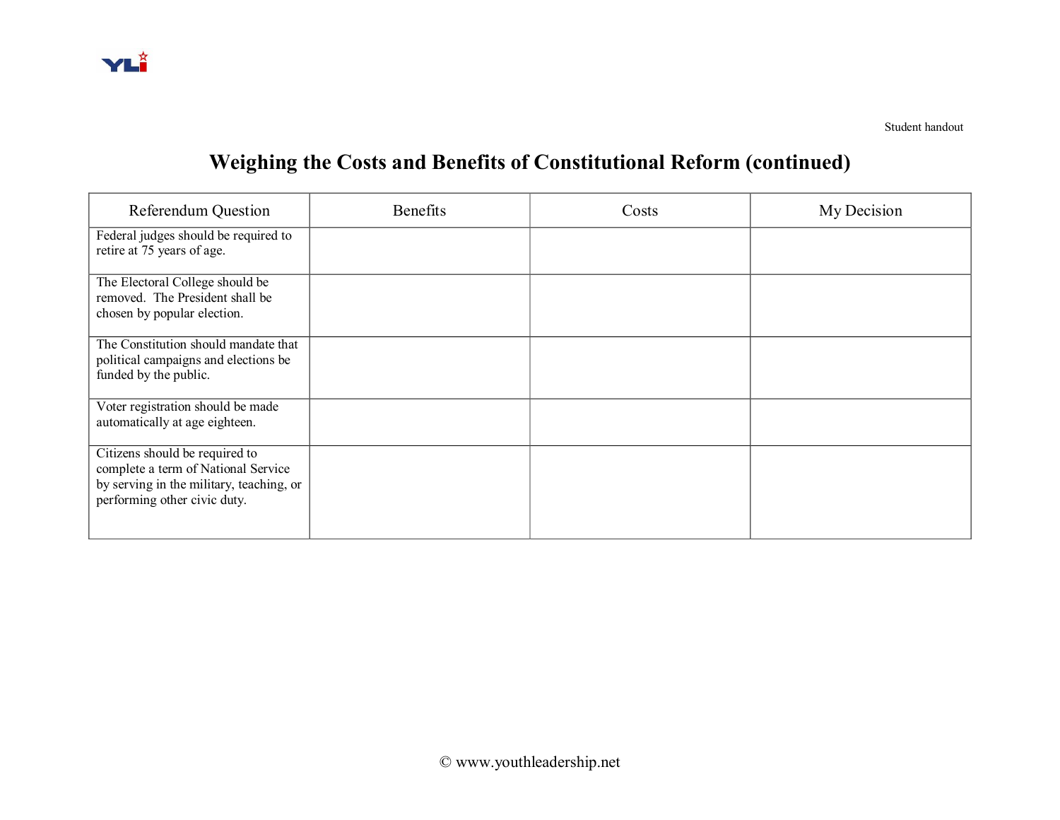Student handout

# Weighing the Costs and Benefits of Constitutional Reform (continued)

| Referendum Question | Benefits | Costs | My Decision |
|---|---|---|---|
| Federal judges should be required to retire at 75 years of age. | | | |
| The Electoral College should be removed. The President shall be chosen by popular election. | | | |
| The Constitution should mandate that political campaigns and elections be funded by the public. | | | |
| Voter registration should be made automatically at age eighteen. | | | |
| Citizens should be required to complete a term of National Service by serving in the military, teaching, or performing other civic duty. | | | |

© www.youthleadership.net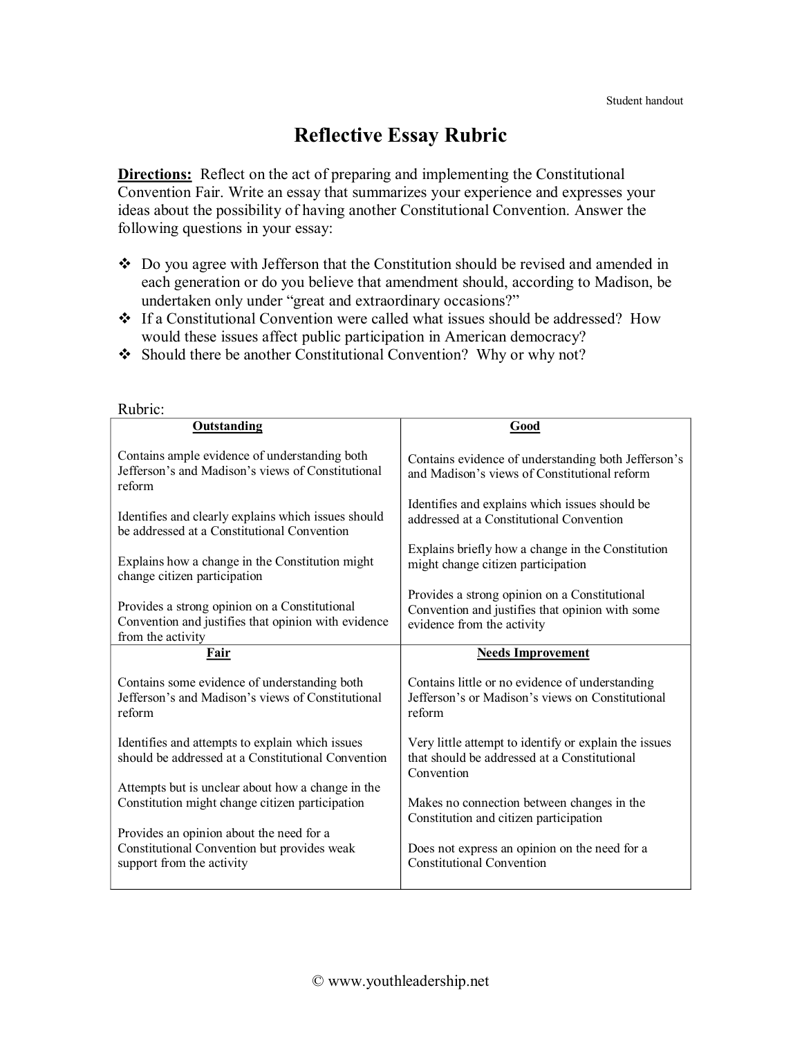Student handout

# Reflective Essay Rubric

**Directions:** Reflect on the act of preparing and implementing the Constitutional Convention Fair. Write an essay that summarizes your experience and expresses your ideas about the possibility of having another Constitutional Convention. Answer the following questions in your essay:

- Do you agree with Jefferson that the Constitution should be revised and amended in each generation or do you believe that amendment should, according to Madison, be undertaken only under "great and extraordinary occasions?"
- If a Constitutional Convention were called what issues should be addressed? How would these issues affect public participation in American democracy?
- Should there be another Constitutional Convention? Why or why not?

Rubric:

| **Outstanding** | **Good** |
|---|---|
| Contains ample evidence of understanding both Jefferson's and Madison's views of Constitutional reform<br><br>Identifies and clearly explains which issues should be addressed at a Constitutional Convention<br><br>Explains how a change in the Constitution might change citizen participation<br><br>Provides a strong opinion on a Constitutional Convention and justifies that opinion with evidence from the activity | Contains evidence of understanding both Jefferson's and Madison's views of Constitutional reform<br><br>Identifies and explains which issues should be addressed at a Constitutional Convention<br><br>Explains briefly how a change in the Constitution might change citizen participation<br><br>Provides a strong opinion on a Constitutional Convention and justifies that opinion with some evidence from the activity |
| **Fair** | **Needs Improvement** |
| Contains some evidence of understanding both Jefferson's and Madison's views of Constitutional reform<br><br>Identifies and attempts to explain which issues should be addressed at a Constitutional Convention<br><br>Attempts but is unclear about how a change in the Constitution might change citizen participation<br><br>Provides an opinion about the need for a Constitutional Convention but provides weak support from the activity | Contains little or no evidence of understanding Jefferson's or Madison's views on Constitutional reform<br><br>Very little attempt to identify or explain the issues that should be addressed at a Constitutional Convention<br><br>Makes no connection between changes in the Constitution and citizen participation<br><br>Does not express an opinion on the need for a Constitutional Convention |

© www.youthleadership.net